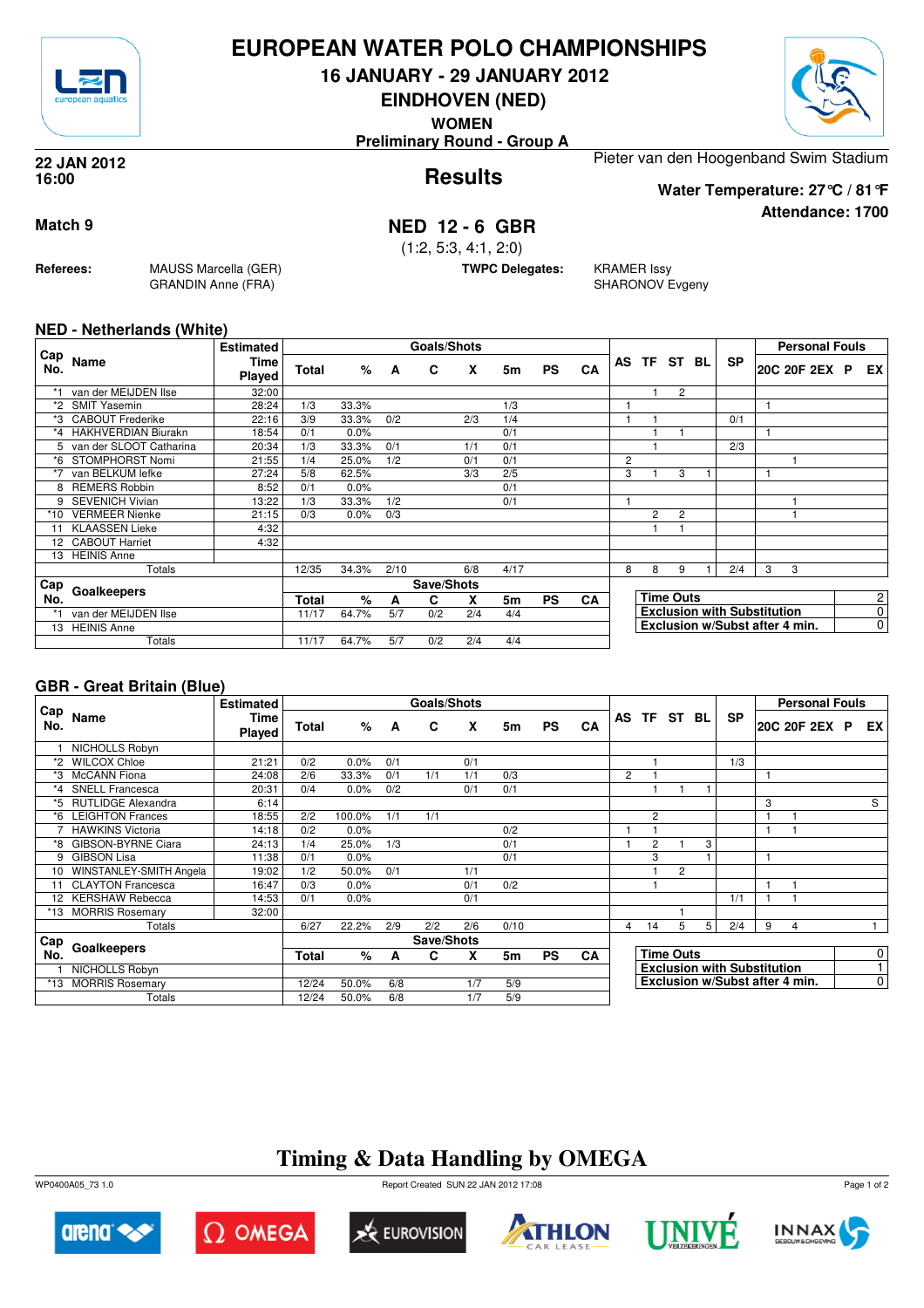# EUROPEAN WATER POLO CHAMPIONSHIPS

**16 JANUARY - 29 JANUARY 2012**

**EINDHOVEN (NED)**

**WOMEN**

**Preliminary Round - Group A**

**22 JAN 2012**
**16:00**

## Results

Pieter van den Hoogenband Swim Stadium

**Water Temperature: 27°C / 81°F**

**Attendance: 1700**

**Match 9**

## NED 12 - 6 GBR

(1:2, 5:3, 4:1, 2:0)

**Referees:** MAUSS Marcella (GER), GRANDIN Anne (FRA)

**TWPC Delegates:** KRAMER Issy, SHARONOV Evgeny

### NED - Netherlands (White)

| Cap No. | Name | Estimated Time Played | Total | % | A | C | X | 5m | PS | CA | AS | TF | ST | BL | SP | 20C | 20F | 2EX | P | EX |
|---|---|---|---|---|---|---|---|---|---|---|---|---|---|---|---|---|---|---|---|---|
| *1 | van der MEIJDEN Ilse | 32:00 | | | | | | | | | | 1 | 2 | | | | | | | |
| *2 | SMIT Yasemin | 28:24 | 1/3 | 33.3% | | | | 1/3 | | | 1 | | | | | 1 | | | | |
| *3 | CABOUT Frederike | 22:16 | 3/9 | 33.3% | 0/2 | | 2/3 | 1/4 | | | 1 | 1 | | | 0/1 | | | | | |
| *4 | HAKHVERDIAN Biurakn | 18:54 | 0/1 | 0.0% | | | | 0/1 | | | | 1 | 1 | | | 1 | | | | |
| 5 | van der SLOOT Catharina | 20:34 | 1/3 | 33.3% | 0/1 | | 1/1 | 0/1 | | | | 1 | | | 2/3 | | | | | |
| *6 | STOMPHORST Nomi | 21:55 | 1/4 | 25.0% | 1/2 | | 0/1 | 0/1 | | | 2 | | | | | | 1 | | | |
| *7 | van BELKUM Iefke | 27:24 | 5/8 | 62.5% | | | 3/3 | 2/5 | | | 3 | 1 | 3 | 1 | | 1 | | | | |
| 8 | REMERS Robbin | 8:52 | 0/1 | 0.0% | | | | 0/1 | | | | | | | | | | | | |
| 9 | SEVENICH Vivian | 13:22 | 1/3 | 33.3% | 1/2 | | | 0/1 | | | 1 | | | | | | 1 | | | |
| *10 | VERMEER Nienke | 21:15 | 0/3 | 0.0% | 0/3 | | | | | | | 2 | 2 | | | | 1 | | | |
| 11 | KLAASSEN Lieke | 4:32 | | | | | | | | | | 1 | 1 | | | | | | | |
| 12 | CABOUT Harriet | 4:32 | | | | | | | | | | | | | | | | | | |
| 13 | HEINIS Anne | | | | | | | | | | | | | | | | | | | |
| | Totals | | 12/35 | 34.3% | 2/10 | | 6/8 | 4/17 | | | 8 | 8 | 9 | 1 | 2/4 | 3 | 3 | | | |

| Cap No. | Goalkeepers | Total | % | A | C | X | 5m | PS | CA |
|---|---|---|---|---|---|---|---|---|---|
| *1 | van der MEIJDEN Ilse | 11/17 | 64.7% | 5/7 | 0/2 | 2/4 | 4/4 | | |
| 13 | HEINIS Anne | | | | | | | | |
| | Totals | 11/17 | 64.7% | 5/7 | 0/2 | 2/4 | 4/4 | | |

| | |
|---|---|
| Time Outs | 2 |
| Exclusion with Substitution | 0 |
| Exclusion w/Subst after 4 min. | 0 |

### GBR - Great Britain (Blue)

| Cap No. | Name | Estimated Time Played | Total | % | A | C | X | 5m | PS | CA | AS | TF | ST | BL | SP | 20C | 20F | 2EX | P | EX |
|---|---|---|---|---|---|---|---|---|---|---|---|---|---|---|---|---|---|---|---|---|
| 1 | NICHOLLS Robyn | | | | | | | | | | | | | | | | | | | |
| *2 | WILCOX Chloe | 21:21 | 0/2 | 0.0% | 0/1 | | 0/1 | | | | | 1 | | | 1/3 | | | | | |
| *3 | McCANN Fiona | 24:08 | 2/6 | 33.3% | 0/1 | 1/1 | 1/1 | 0/3 | | | 2 | 1 | | | | 1 | | | | |
| *4 | SNELL Francesca | 20:31 | 0/4 | 0.0% | 0/2 | | 0/1 | 0/1 | | | | 1 | 1 | 1 | | | | | | |
| *5 | RUTLIDGE Alexandra | 6:14 | | | | | | | | | | | | | | 3 | | | | S |
| *6 | LEIGHTON Frances | 18:55 | 2/2 | 100.0% | 1/1 | 1/1 | | | | | | 2 | | | | 1 | 1 | | | |
| 7 | HAWKINS Victoria | 14:18 | 0/2 | 0.0% | | | | 0/2 | | | 1 | 1 | | | | 1 | 1 | | | |
| *8 | GIBSON-BYRNE Ciara | 24:13 | 1/4 | 25.0% | 1/3 | | | 0/1 | | | 1 | 2 | 1 | 3 | | | | | | |
| 9 | GIBSON Lisa | 11:38 | 0/1 | 0.0% | | | | 0/1 | | | | 3 | | 1 | | 1 | | | | |
| 10 | WINSTANLEY-SMITH Angela | 19:02 | 1/2 | 50.0% | 0/1 | | 1/1 | | | | | 1 | 2 | | | | | | | |
| 11 | CLAYTON Francesca | 16:47 | 0/3 | 0.0% | | | 0/1 | 0/2 | | | | 1 | | | | 1 | 1 | | | |
| 12 | KERSHAW Rebecca | 14:53 | 0/1 | 0.0% | | | 0/1 | | | | | | | | 1/1 | 1 | 1 | | | |
| *13 | MORRIS Rosemary | 32:00 | | | | | | | | | | | 1 | | | | | | | |
| | Totals | | 6/27 | 22.2% | 2/9 | 2/2 | 2/6 | 0/10 | | | 4 | 14 | 5 | 5 | 2/4 | 9 | 4 | | | 1 |

| Cap No. | Goalkeepers | Total | % | A | C | X | 5m | PS | CA |
|---|---|---|---|---|---|---|---|---|---|
| 1 | NICHOLLS Robyn | | | | | | | | |
| *13 | MORRIS Rosemary | 12/24 | 50.0% | 6/8 | | 1/7 | 5/9 | | |
| | Totals | 12/24 | 50.0% | 6/8 | | 1/7 | 5/9 | | |

| | |
|---|---|
| Time Outs | 0 |
| Exclusion with Substitution | 1 |
| Exclusion w/Subst after 4 min. | 0 |

## Timing & Data Handling by OMEGA

WP0400A05_73 1.0 Report Created SUN 22 JAN 2012 17:08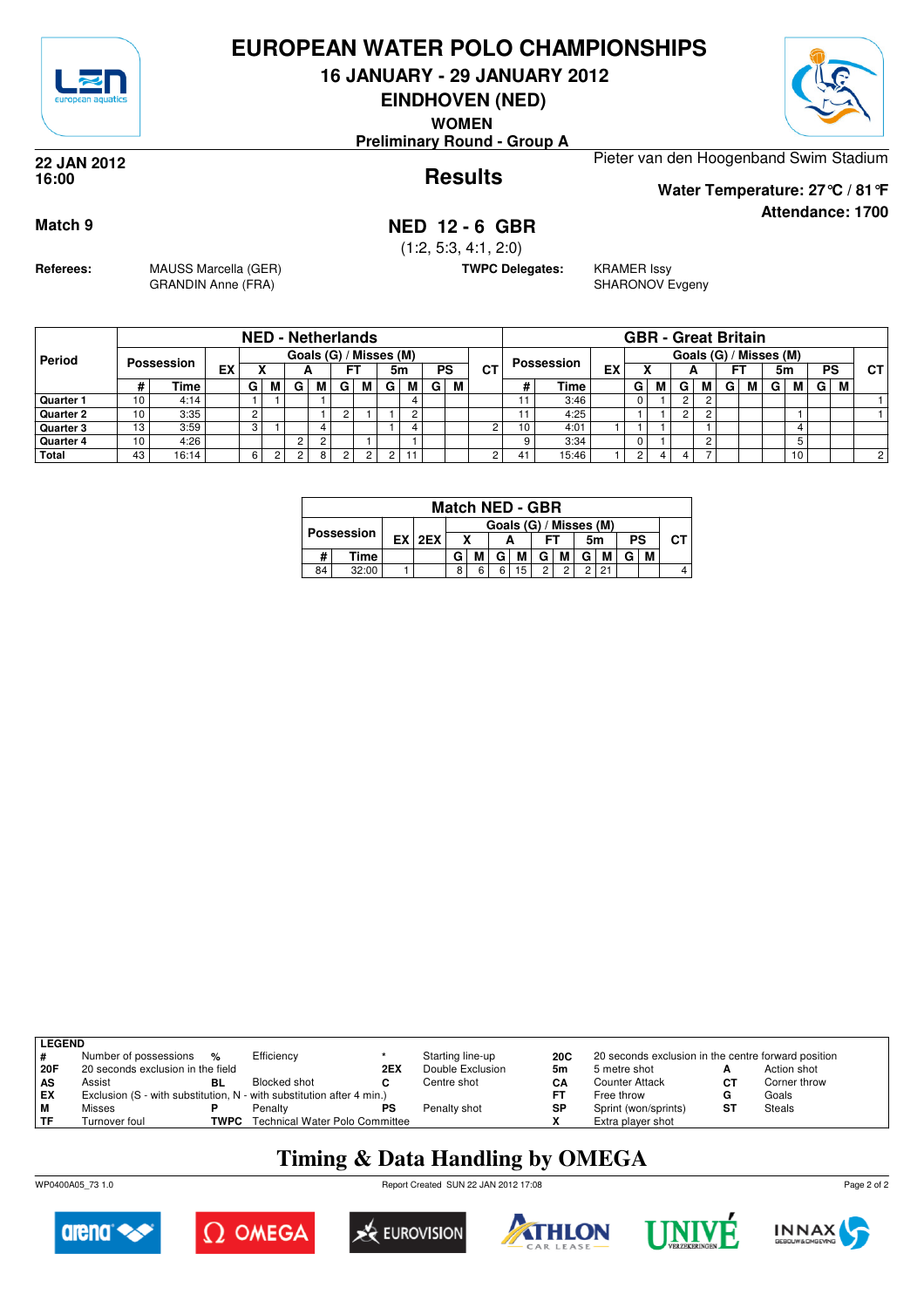# EUROPEAN WATER POLO CHAMPIONSHIPS

**16 JANUARY - 29 JANUARY 2012**

**EINDHOVEN (NED)**

**WOMEN**

**Preliminary Round - Group A**

**22 JAN 2012**
**16:00**

## Results

Pieter van den Hoogenband Swim Stadium

**Water Temperature: 27°C / 81°F**

**Attendance: 1700**

**Match 9**

**NED 12 - 6 GBR**

(1:2, 5:3, 4:1, 2:0)

**Referees:** MAUSS Marcella (GER), GRANDIN Anne (FRA)

**TWPC Delegates:** KRAMER Issy, SHARONOV Evgeny

| Period | NED - Netherlands | | | | | | | | | | | | | | | GBR - Great Britain | | | | | | | | | | | | | | |
|---|---|---|---|---|---|---|---|---|---|---|---|---|---|---|---|---|---|---|---|---|---|---|---|---|---|---|---|---|---|---|
| | Possession | | EX | Goals (G) / Misses (M) | | | | | | | | | | CT | Possession | | EX | Goals (G) / Misses (M) | | | | | | | | | | CT |
| | | | | X | | A | | FT | | 5m | | PS | | | | | | X | | A | | FT | | 5m | | PS | | |
| | # | Time | | G | M | G | M | G | M | G | M | G | M | | # | Time | | G | M | G | M | G | M | G | M | G | M | |
| Quarter 1 | 10 | 4:14 | | 1 | 1 | | 1 | | | | 4 | | | | 11 | 3:46 | | 0 | 1 | 2 | 2 | | | | | | | 1 |
| Quarter 2 | 10 | 3:35 | | 2 | | | 1 | 2 | 1 | 1 | 2 | | | | 11 | 4:25 | | 1 | 1 | 2 | 2 | | | | 1 | | | 1 |
| Quarter 3 | 13 | 3:59 | | 3 | 1 | | 4 | | | 1 | 4 | | | 2 | 10 | 4:01 | 1 | 1 | 1 | | 1 | | | | 4 | | | |
| Quarter 4 | 10 | 4:26 | | | | 2 | 2 | | 1 | | 1 | | | | 9 | 3:34 | | 0 | 1 | | 2 | | | | 5 | | | |
| Total | 43 | 16:14 | | 6 | 2 | 2 | 8 | 2 | 2 | 2 | 11 | | | 2 | 41 | 15:46 | 1 | 2 | 4 | 4 | 7 | | | | 10 | | | 2 |

| Match NED - GBR | | | | | | | | | | | | | | |
|---|---|---|---|---|---|---|---|---|---|---|---|---|---|---|
| Possession | | EX | 2EX | Goals (G) / Misses (M) | | | | | | | | | | CT |
| | | | | X | | A | | FT | | 5m | | PS | | |
| # | Time | | | G | M | G | M | G | M | G | M | G | M | |
| 84 | 32:00 | 1 | | 8 | 6 | 6 | 15 | 2 | 2 | 2 | 21 | | | 4 |

**LEGEND**

| | | | | | | | |
|---|---|---|---|---|---|---|---|
| # | Number of possessions | % | Efficiency | * | Starting line-up | 20C | 20 seconds exclusion in the centre forward position |
| 20F | 20 seconds exclusion in the field | | | 2EX | Double Exclusion | 5m | 5 metre shot | A | Action shot |
| AS | Assist | BL | Blocked shot | C | Centre shot | CA | Counter Attack | CT | Corner throw |
| EX | Exclusion (S - with substitution, N - with substitution after 4 min.) | | | | | FT | Free throw | G | Goals |
| M | Misses | P | Penalty | PS | Penalty shot | SP | Sprint (won/sprints) | ST | Steals |
| TF | Turnover foul | TWPC | Technical Water Polo Committee | | | X | Extra player shot | | |

## Timing & Data Handling by OMEGA

WP0400A05_73 1.0 — Report Created SUN 22 JAN 2012 17:08